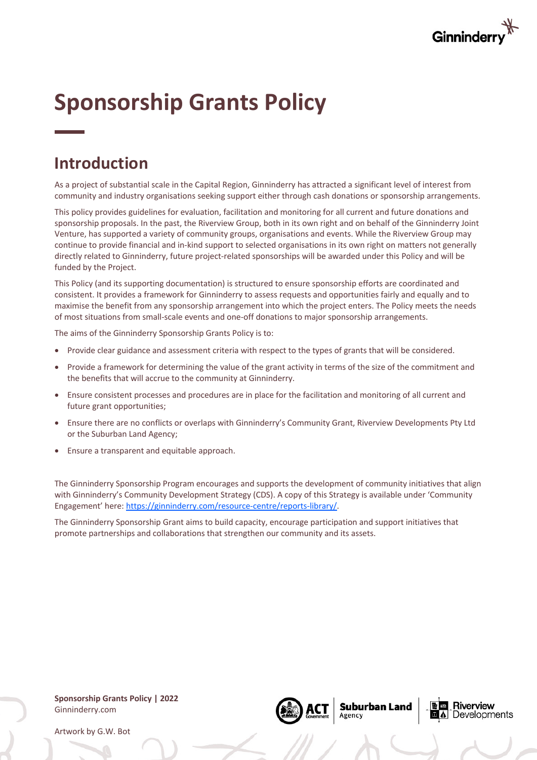# Sponsorship Grants Policy

## Introduction

As a project of substantial scale in the Capital Region, Ginninderry has attracted a significant level of interest from community and industry organisations seeking support either through cash donations or sponsorship arrangements.

This policy provides guidelines for evaluation, facilitation and monitoring for all current and future donations and sponsorship proposals. In the past, the Riverview Group, both in its own right and on behalf of the Ginninderry Joint Venture, has supported a variety of community groups, organisations and events. While the Riverview Group may continue to provide financial and in-kind support to selected organisations in its own right on matters not generally directly related to Ginninderry, future project-related sponsorships will be awarded under this Policy and will be funded by the Project.

This Policy (and its supporting documentation) is structured to ensure sponsorship efforts are coordinated and consistent. It provides a framework for Ginninderry to assess requests and opportunities fairly and equally and to maximise the benefit from any sponsorship arrangement into which the project enters. The Policy meets the needs of most situations from small-scale events and one-off donations to major sponsorship arrangements.

The aims of the Ginninderry Sponsorship Grants Policy is to:

- Provide clear guidance and assessment criteria with respect to the types of grants that will be considered.
- Provide a framework for determining the value of the grant activity in terms of the size of the commitment and the benefits that will accrue to the community at Ginninderry.
- Ensure consistent processes and procedures are in place for the facilitation and monitoring of all current and future grant opportunities;
- Ensure there are no conflicts or overlaps with Ginninderry's Community Grant, Riverview Developments Pty Ltd or the Suburban Land Agency;
- Ensure a transparent and equitable approach.

The Ginninderry Sponsorship Program encourages and supports the development of community initiatives that align with Ginninderry's Community Development Strategy (CDS). A copy of this Strategy is available under 'Community Engagement' here: https://ginninderry.com/resource-centre/reports-library/.

The Ginninderry Sponsorship Grant aims to build capacity, encourage participation and support initiatives that promote partnerships and collaborations that strengthen our community and its assets.

Artwork by G.W. Bot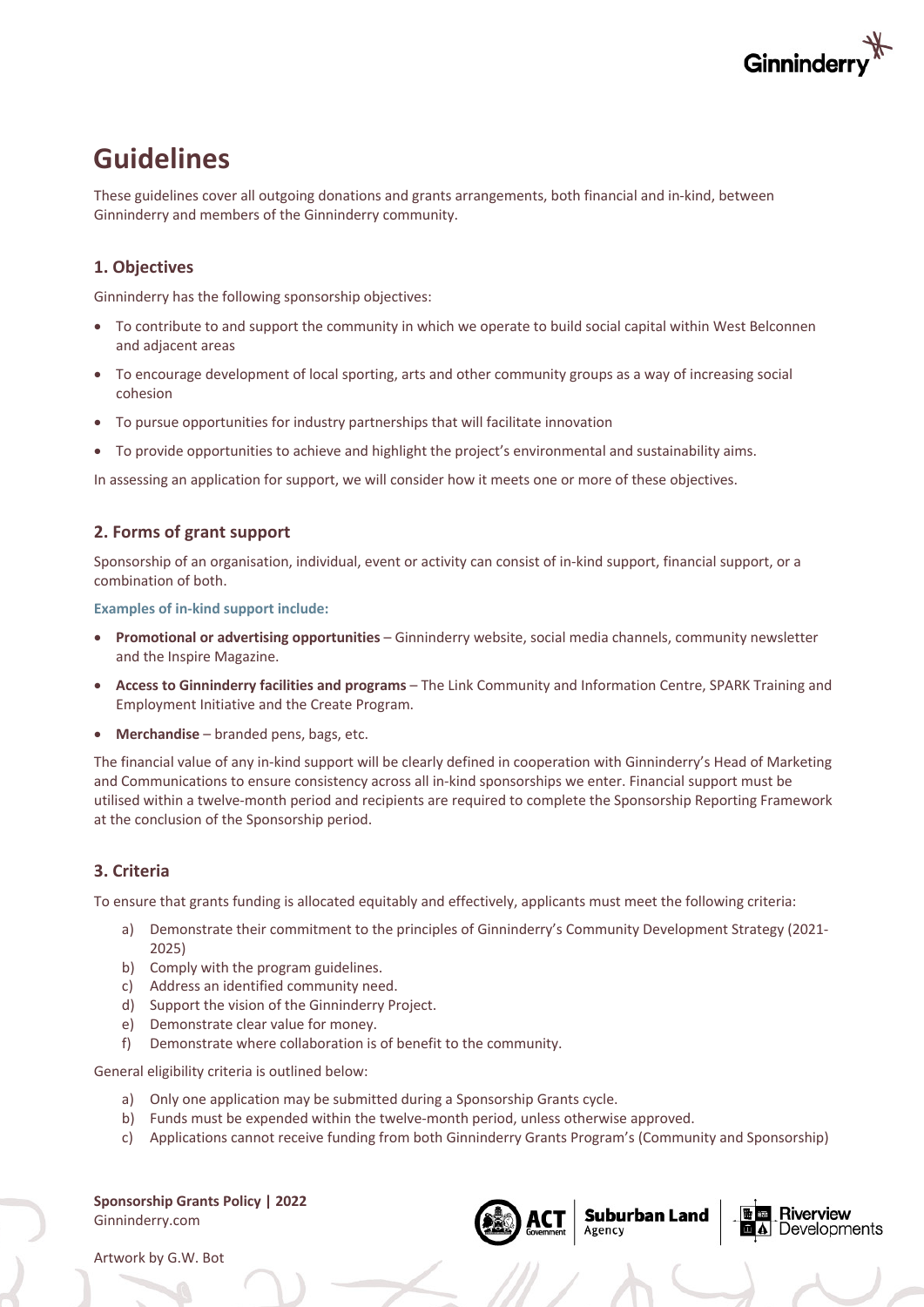# Guidelines

These guidelines cover all outgoing donations and grants arrangements, both financial and in-kind, between Ginninderry and members of the Ginninderry community.

## 1. Objectives

Ginninderry has the following sponsorship objectives:

- To contribute to and support the community in which we operate to build social capital within West Belconnen and adjacent areas
- To encourage development of local sporting, arts and other community groups as a way of increasing social cohesion
- To pursue opportunities for industry partnerships that will facilitate innovation
- To provide opportunities to achieve and highlight the project's environmental and sustainability aims.

In assessing an application for support, we will consider how it meets one or more of these objectives.

## 2. Forms of grant support

Sponsorship of an organisation, individual, event or activity can consist of in-kind support, financial support, or a combination of both.

**Examples of in-kind support include:**

- **Promotional or advertising opportunities** – Ginninderry website, social media channels, community newsletter and the Inspire Magazine.
- **Access to Ginninderry facilities and programs** – The Link Community and Information Centre, SPARK Training and Employment Initiative and the Create Program.
- **Merchandise** – branded pens, bags, etc.

The financial value of any in-kind support will be clearly defined in cooperation with Ginninderry's Head of Marketing and Communications to ensure consistency across all in-kind sponsorships we enter. Financial support must be utilised within a twelve-month period and recipients are required to complete the Sponsorship Reporting Framework at the conclusion of the Sponsorship period.

## 3. Criteria

To ensure that grants funding is allocated equitably and effectively, applicants must meet the following criteria:

a) Demonstrate their commitment to the principles of Ginninderry's Community Development Strategy (2021-2025)
b) Comply with the program guidelines.
c) Address an identified community need.
d) Support the vision of the Ginninderry Project.
e) Demonstrate clear value for money.
f) Demonstrate where collaboration is of benefit to the community.

General eligibility criteria is outlined below:

a) Only one application may be submitted during a Sponsorship Grants cycle.
b) Funds must be expended within the twelve-month period, unless otherwise approved.
c) Applications cannot receive funding from both Ginninderry Grants Program's (Community and Sponsorship)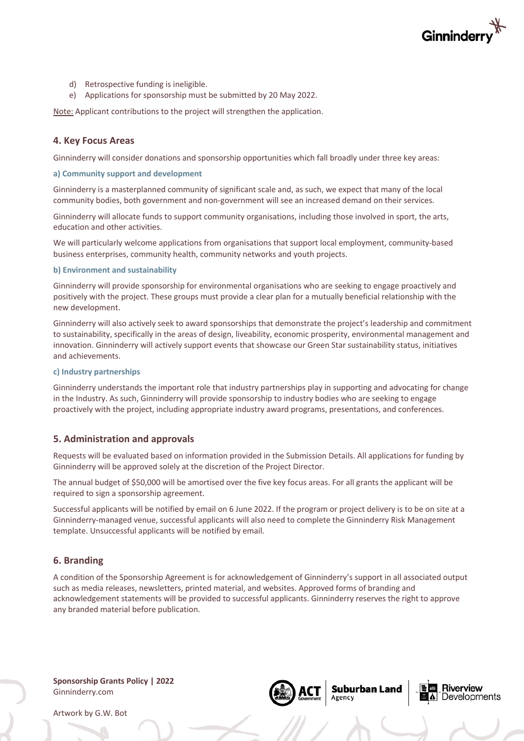d) Retrospective funding is ineligible.
e) Applications for sponsorship must be submitted by 20 May 2022.

Note: Applicant contributions to the project will strengthen the application.

## 4. Key Focus Areas

Ginninderry will consider donations and sponsorship opportunities which fall broadly under three key areas:

### a) Community support and development

Ginninderry is a masterplanned community of significant scale and, as such, we expect that many of the local community bodies, both government and non-government will see an increased demand on their services.

Ginninderry will allocate funds to support community organisations, including those involved in sport, the arts, education and other activities.

We will particularly welcome applications from organisations that support local employment, community-based business enterprises, community health, community networks and youth projects.

### b) Environment and sustainability

Ginninderry will provide sponsorship for environmental organisations who are seeking to engage proactively and positively with the project. These groups must provide a clear plan for a mutually beneficial relationship with the new development.

Ginninderry will also actively seek to award sponsorships that demonstrate the project's leadership and commitment to sustainability, specifically in the areas of design, liveability, economic prosperity, environmental management and innovation. Ginninderry will actively support events that showcase our Green Star sustainability status, initiatives and achievements.

### c) Industry partnerships

Ginninderry understands the important role that industry partnerships play in supporting and advocating for change in the Industry. As such, Ginninderry will provide sponsorship to industry bodies who are seeking to engage proactively with the project, including appropriate industry award programs, presentations, and conferences.

## 5. Administration and approvals

Requests will be evaluated based on information provided in the Submission Details. All applications for funding by Ginninderry will be approved solely at the discretion of the Project Director.

The annual budget of $50,000 will be amortised over the five key focus areas. For all grants the applicant will be required to sign a sponsorship agreement.

Successful applicants will be notified by email on 6 June 2022. If the program or project delivery is to be on site at a Ginninderry-managed venue, successful applicants will also need to complete the Ginninderry Risk Management template. Unsuccessful applicants will be notified by email.

## 6. Branding

A condition of the Sponsorship Agreement is for acknowledgement of Ginninderry's support in all associated output such as media releases, newsletters, printed material, and websites. Approved forms of branding and acknowledgement statements will be provided to successful applicants. Ginninderry reserves the right to approve any branded material before publication.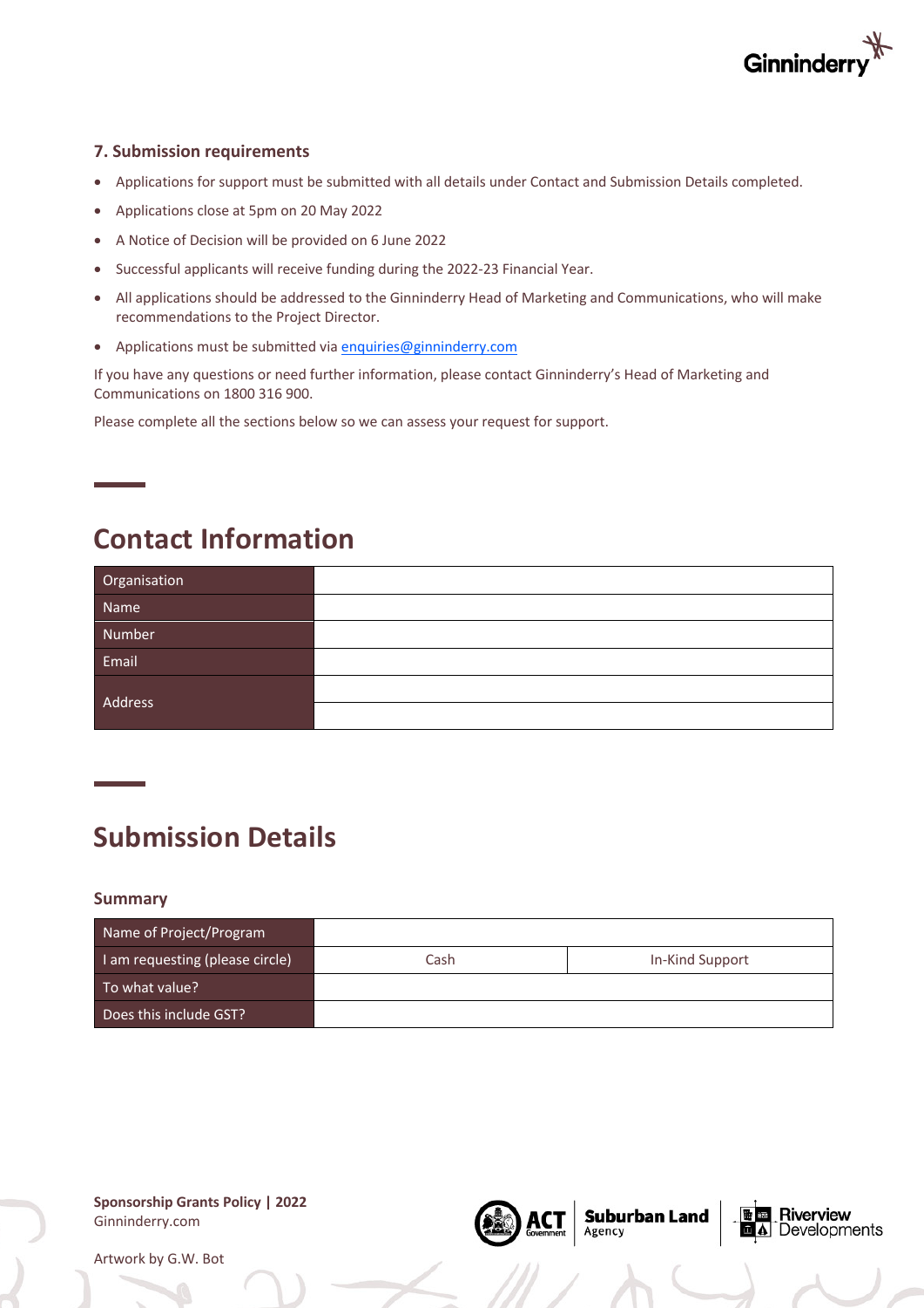### 7. Submission requirements

- Applications for support must be submitted with all details under Contact and Submission Details completed.
- Applications close at 5pm on 20 May 2022
- A Notice of Decision will be provided on 6 June 2022
- Successful applicants will receive funding during the 2022-23 Financial Year.
- All applications should be addressed to the Ginninderry Head of Marketing and Communications, who will make recommendations to the Project Director.
- Applications must be submitted via enquiries@ginninderry.com

If you have any questions or need further information, please contact Ginninderry's Head of Marketing and Communications on 1800 316 900.

Please complete all the sections below so we can assess your request for support.

## Contact Information

| Organisation | |
|---|---|
| Name | |
| Number | |
| Email | |
| Address | |
| | |

## Submission Details

### Summary

| Name of Project/Program | | |
|---|---|---|
| I am requesting (please circle) | Cash | In-Kind Support |
| To what value? | | |
| Does this include GST? | | |

**Sponsorship Grants Policy | 2022**
Ginninderry.com

Artwork by G.W. Bot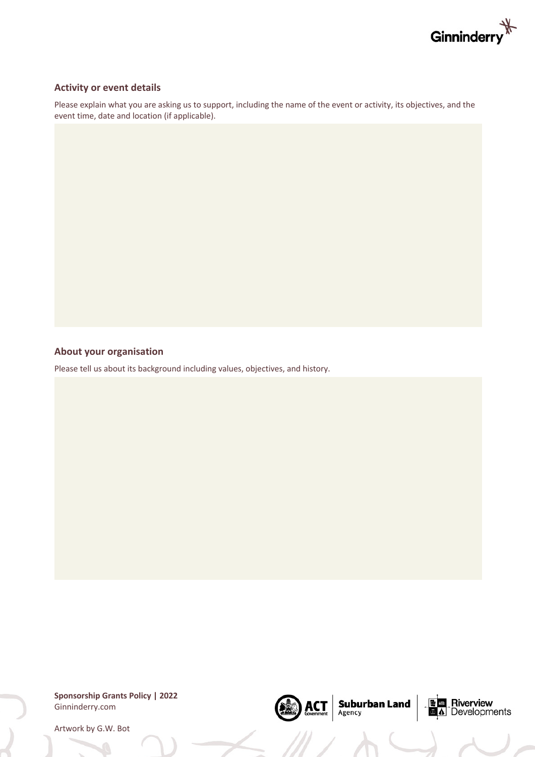### Activity or event details

Please explain what you are asking us to support, including the name of the event or activity, its objectives, and the event time, date and location (if applicable).

### About your organisation

Please tell us about its background including values, objectives, and history.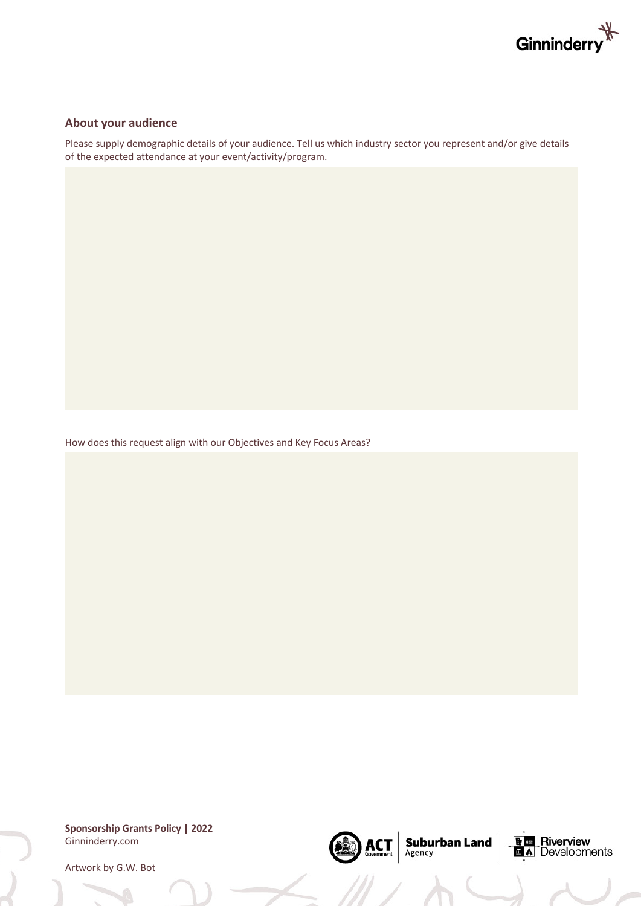## About your audience

Please supply demographic details of your audience. Tell us which industry sector you represent and/or give details of the expected attendance at your event/activity/program.

How does this request align with our Objectives and Key Focus Areas?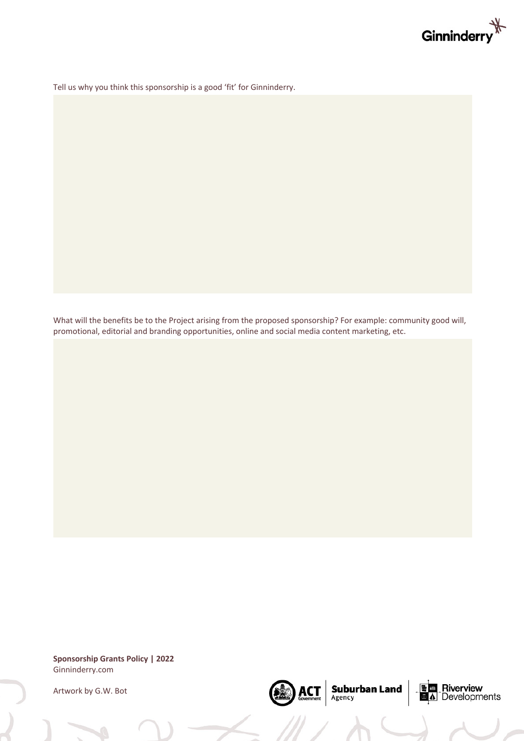Tell us why you think this sponsorship is a good 'fit' for Ginninderry.

What will the benefits be to the Project arising from the proposed sponsorship? For example: community good will, promotional, editorial and branding opportunities, online and social media content marketing, etc.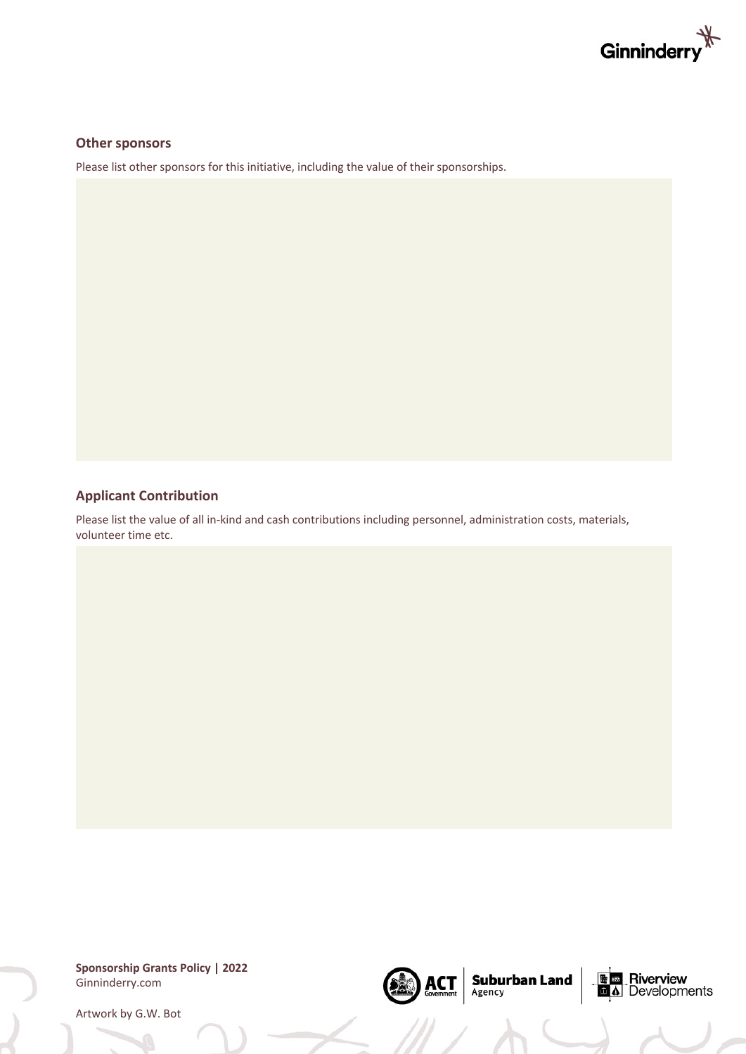## Other sponsors

Please list other sponsors for this initiative, including the value of their sponsorships.

## Applicant Contribution

Please list the value of all in-kind and cash contributions including personnel, administration costs, materials, volunteer time etc.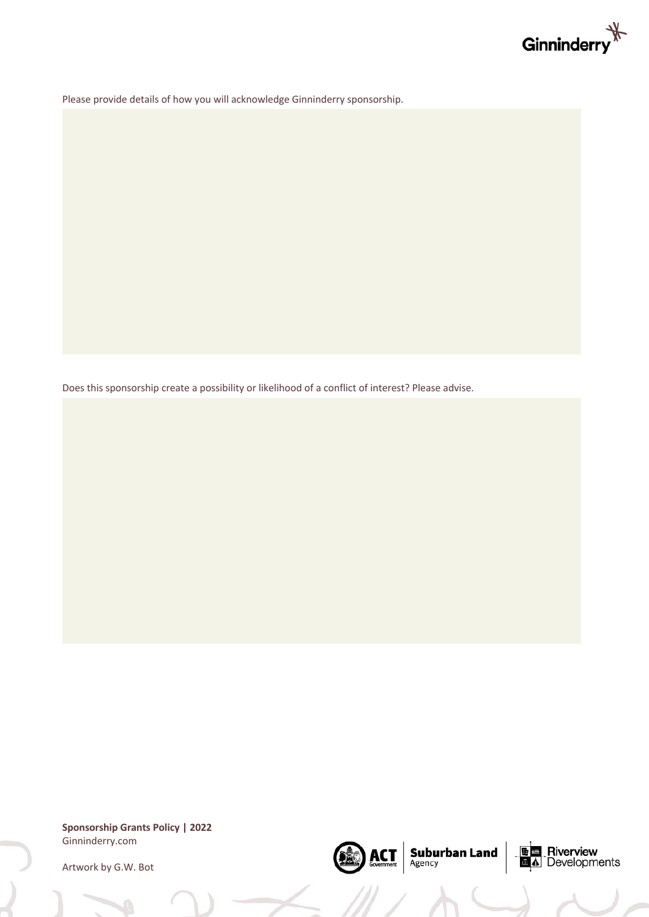Please provide details of how you will acknowledge Ginninderry sponsorship.

Does this sponsorship create a possibility or likelihood of a conflict of interest? Please advise.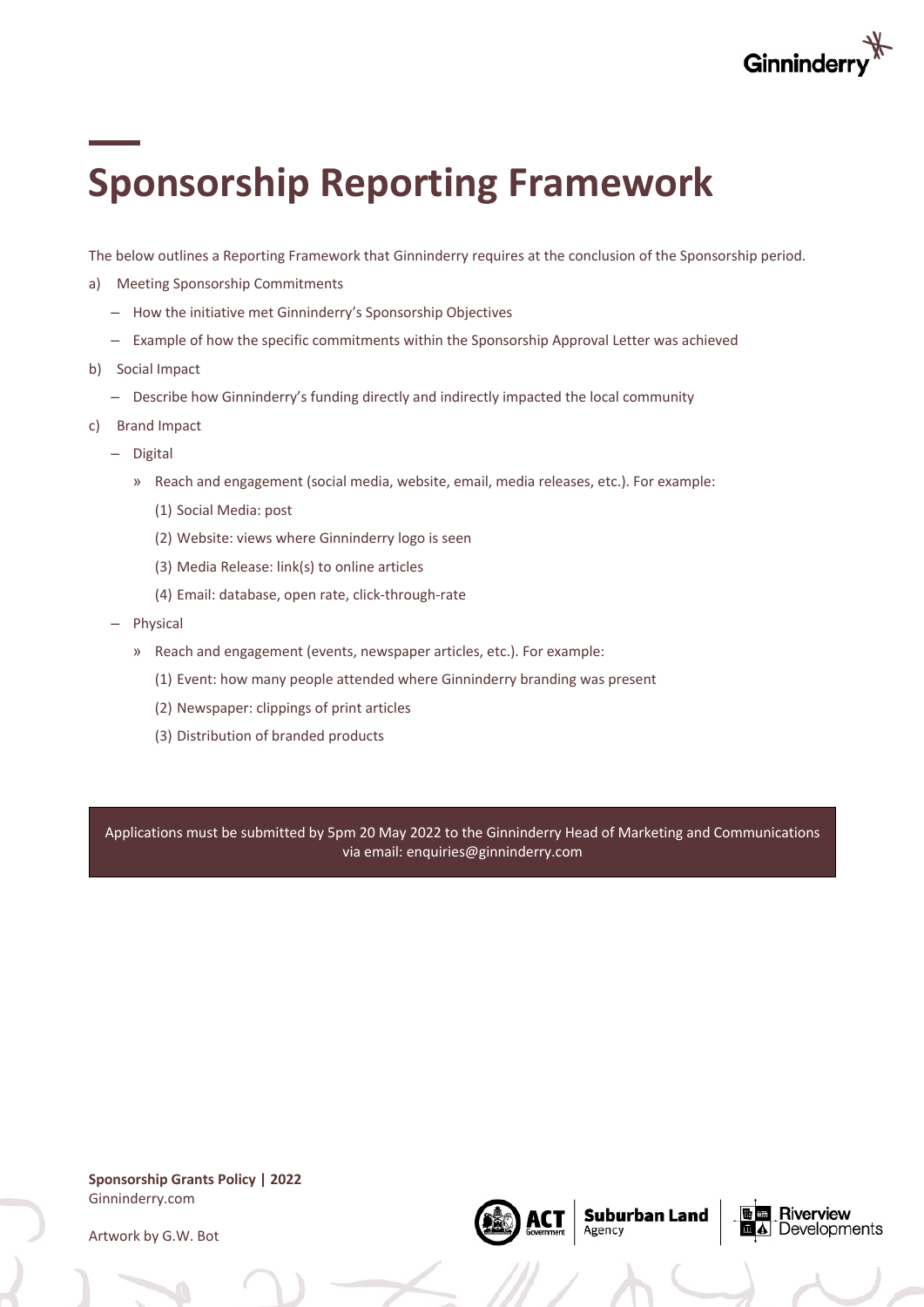# Sponsorship Reporting Framework

The below outlines a Reporting Framework that Ginninderry requires at the conclusion of the Sponsorship period.

a) Meeting Sponsorship Commitments
   - How the initiative met Ginninderry's Sponsorship Objectives
   - Example of how the specific commitments within the Sponsorship Approval Letter was achieved

b) Social Impact
   - Describe how Ginninderry's funding directly and indirectly impacted the local community

c) Brand Impact
   - Digital
     - Reach and engagement (social media, website, email, media releases, etc.). For example:
       - (1) Social Media: post
       - (2) Website: views where Ginninderry logo is seen
       - (3) Media Release: link(s) to online articles
       - (4) Email: database, open rate, click-through-rate
   - Physical
     - Reach and engagement (events, newspaper articles, etc.). For example:
       - (1) Event: how many people attended where Ginninderry branding was present
       - (2) Newspaper: clippings of print articles
       - (3) Distribution of branded products

Applications must be submitted by 5pm 20 May 2022 to the Ginninderry Head of Marketing and Communications via email: enquiries@ginninderry.com